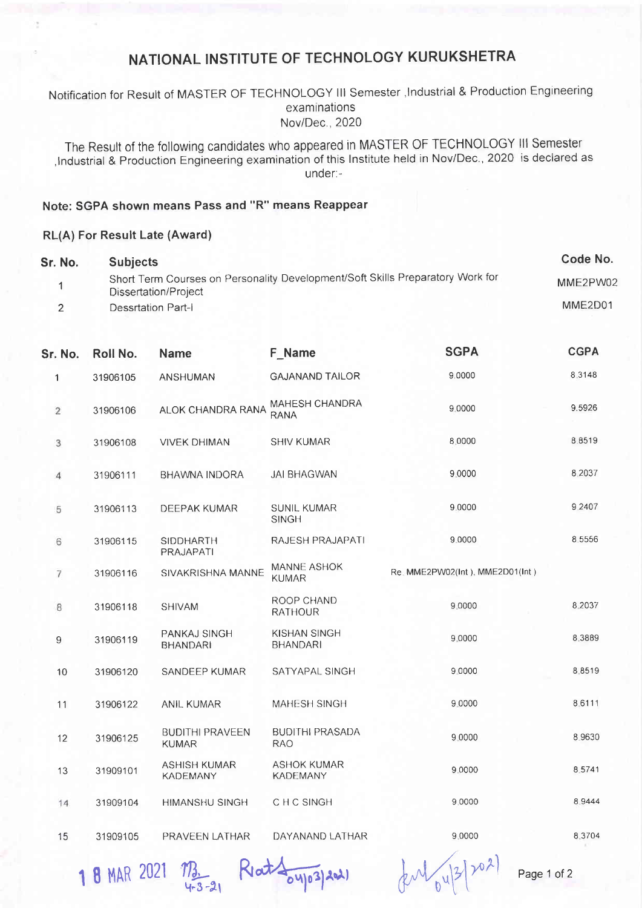# NATIONAL INSTITUTE OF TECHNOLOGY KURUKSHETRA

Notification for Result of MASTER OF TECHNOLOGY III Semester ,Industrial & Production Engineering examinations
Nov/Dec., 2020

The Result of the following candidates who appeared in MASTER OF TECHNOLOGY III Semester ,Industrial & Production Engineering examination of this Institute held in Nov/Dec., 2020 is declared as under:-

**Note: SGPA shown means Pass and "R" means Reappear**

**RL(A) For Result Late (Award)**

| Sr. No. | Subjects | Code No. |
|---|---|---|
| 1 | Short Term Courses on Personality Development/Soft Skills Preparatory Work for Dissertation/Project | MME2PW02 |
| 2 | Dessrtation Part-I | MME2D01 |

| Sr. No. | Roll No. | Name | F_Name | SGPA | CGPA |
|---|---|---|---|---|---|
| 1 | 31906105 | ANSHUMAN | GAJANAND TAILOR | 9.0000 | 8.3148 |
| 2 | 31906106 | ALOK CHANDRA RANA | MAHESH CHANDRA RANA | 9.0000 | 9.5926 |
| 3 | 31906108 | VIVEK DHIMAN | SHIV KUMAR | 8.0000 | 8.8519 |
| 4 | 31906111 | BHAWNA INDORA | JAI BHAGWAN | 9.0000 | 8.2037 |
| 5 | 31906113 | DEEPAK KUMAR | SUNIL KUMAR SINGH | 9.0000 | 9.2407 |
| 6 | 31906115 | SIDDHARTH PRAJAPATI | RAJESH PRAJAPATI | 9.0000 | 8.5556 |
| 7 | 31906116 | SIVAKRISHNA MANNE | MANNE ASHOK KUMAR | Re. MME2PW02(Int.), MME2D01(Int.) | |
| 8 | 31906118 | SHIVAM | ROOP CHAND RATHOUR | 9.0000 | 8.2037 |
| 9 | 31906119 | PANKAJ SINGH BHANDARI | KISHAN SINGH BHANDARI | 9.0000 | 8.3889 |
| 10 | 31906120 | SANDEEP KUMAR | SATYAPAL SINGH | 9.0000 | 8.8519 |
| 11 | 31906122 | ANIL KUMAR | MAHESH SINGH | 9.0000 | 8.6111 |
| 12 | 31906125 | BUDITHI PRAVEEN KUMAR | BUDITHI PRASADA RAO | 9.0000 | 8.9630 |
| 13 | 31909101 | ASHISH KUMAR KADEMANY | ASHOK KUMAR KADEMANY | 9.0000 | 8.5741 |
| 14 | 31909104 | HIMANSHU SINGH | C H C SINGH | 9.0000 | 8.9444 |
| 15 | 31909105 | PRAVEEN LATHAR | DAYANAND LATHAR | 9.0000 | 8.3704 |

18 MAR 2021 4-3-21 04/03/2021 04/3/2021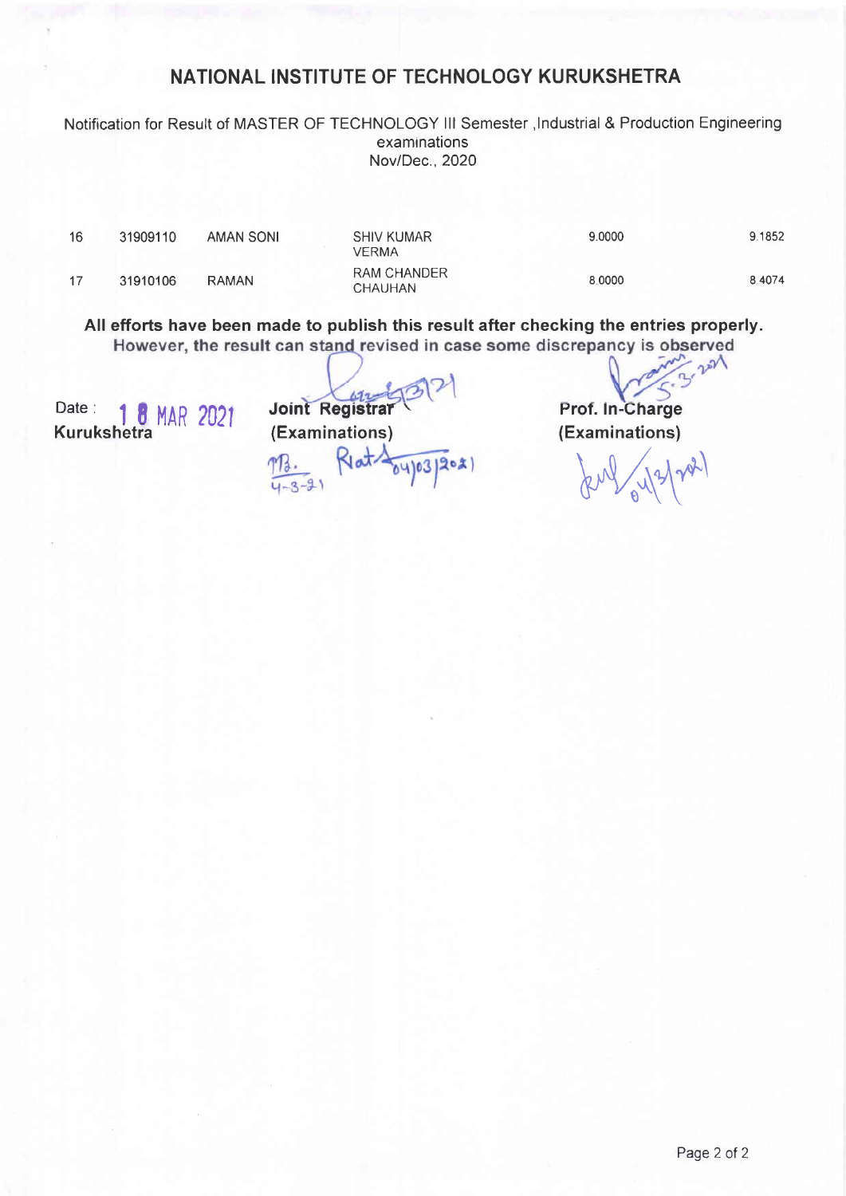# NATIONAL INSTITUTE OF TECHNOLOGY KURUKSHETRA

Notification for Result of MASTER OF TECHNOLOGY III Semester ,Industrial & Production Engineering examinations
Nov/Dec., 2020

| | | | | | |
|---|---|---|---|---|---|
| 16 | 31909110 | AMAN SONI | SHIV KUMAR VERMA | 9.0000 | 9.1852 |
| 17 | 31910106 | RAMAN | RAM CHANDER CHAUHAN | 8.0000 | 8.4074 |

**All efforts have been made to publish this result after checking the entries properly.**
**However, the result can stand revised in case some discrepancy is observed**

Date : 18 MAR 2021
**Kurukshetra**

**Joint Registrar**
**(Examinations)**

**Prof. In-Charge**
**(Examinations)**